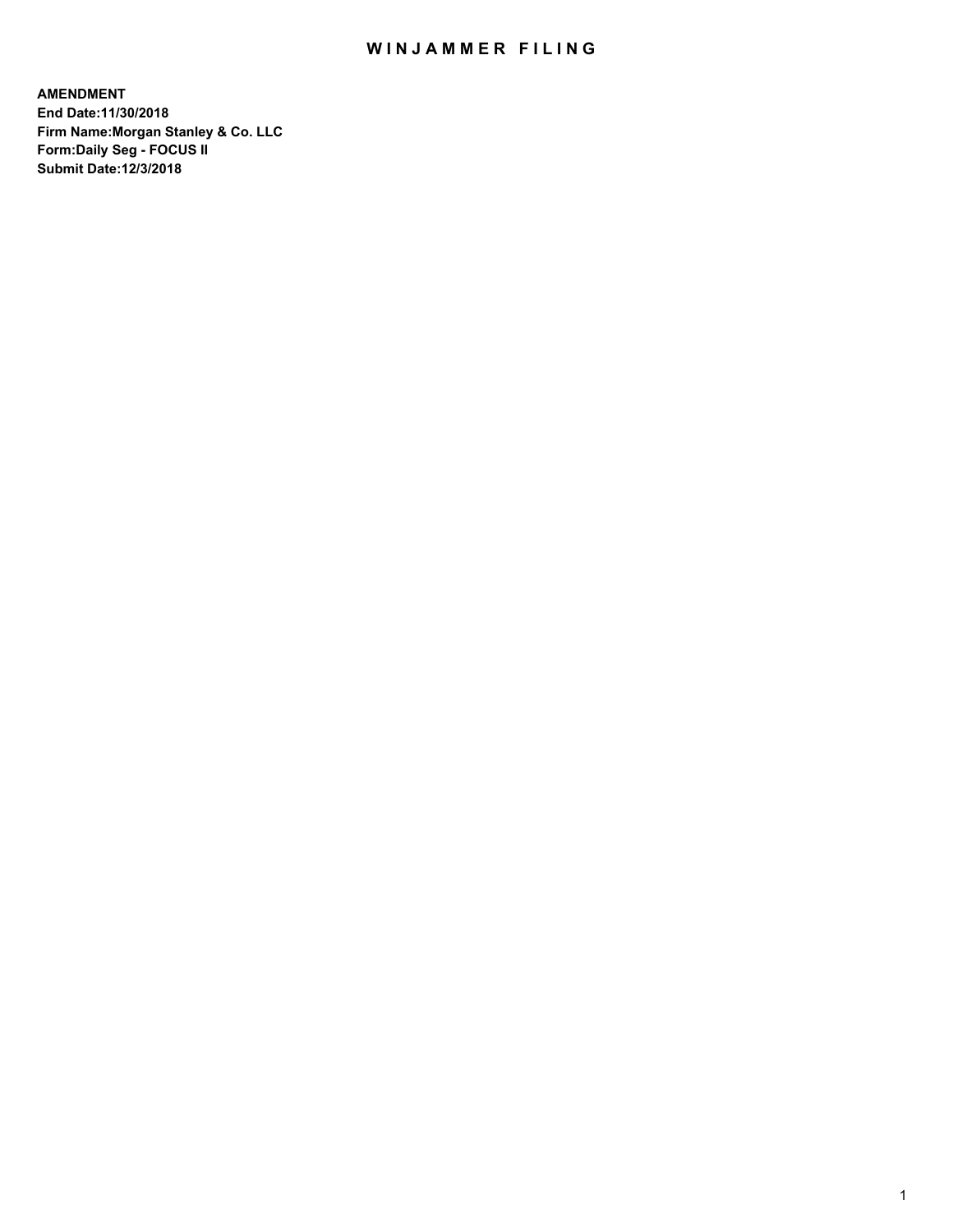# WINJAMMER FILING

**AMENDMENT**
**End Date:11/30/2018**
**Firm Name:Morgan Stanley & Co. LLC**
**Form:Daily Seg - FOCUS II**
**Submit Date:12/3/2018**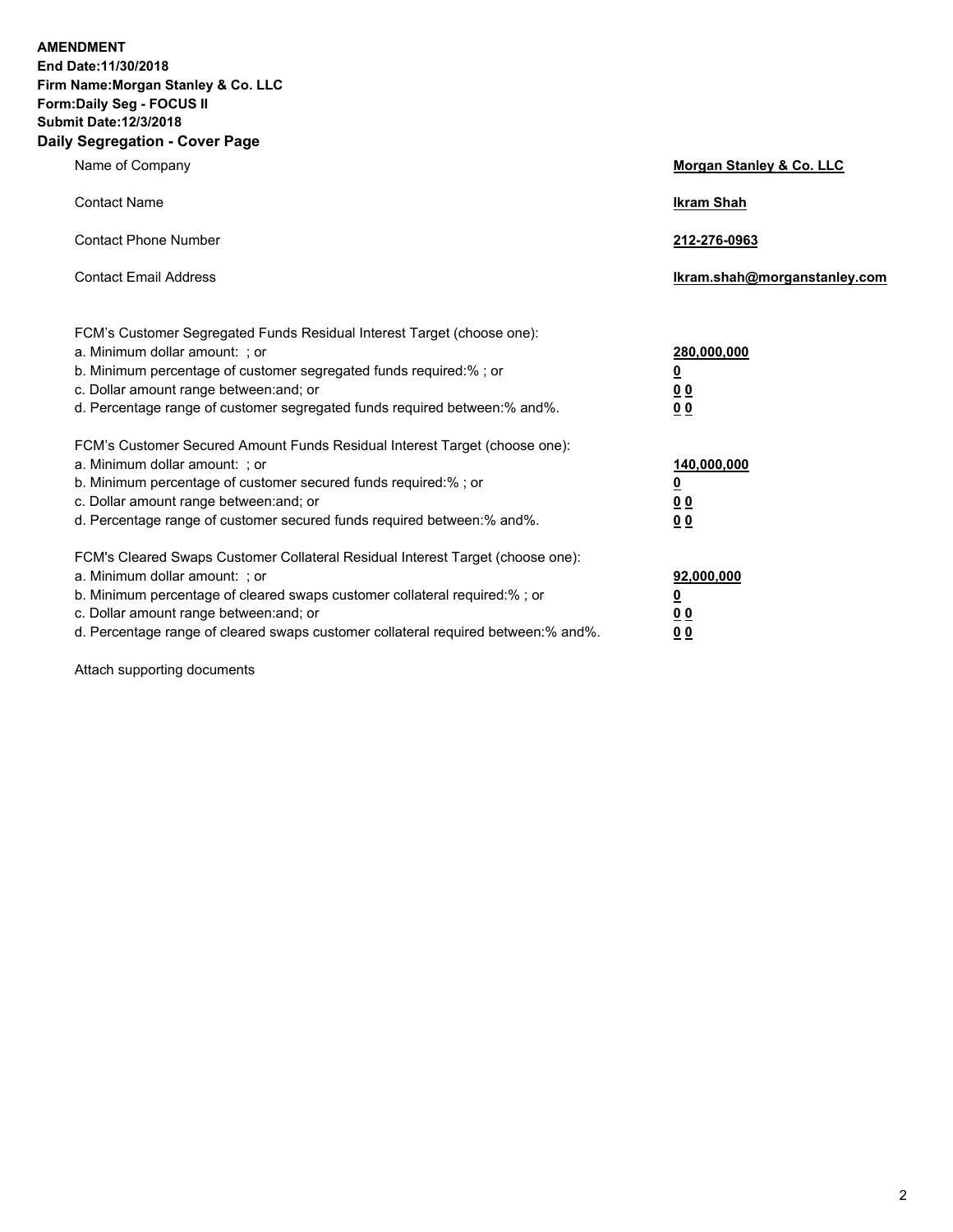**AMENDMENT**
**End Date:11/30/2018**
**Firm Name:Morgan Stanley & Co. LLC**
**Form:Daily Seg - FOCUS II**
**Submit Date:12/3/2018**

## Daily Segregation - Cover Page

| | |
|---|---|
| Name of Company | **Morgan Stanley & Co. LLC** |
| Contact Name | **Ikram Shah** |
| Contact Phone Number | **212-276-0963** |
| Contact Email Address | **Ikram.shah@morganstanley.com** |

| | |
|---|---|
| FCM's Customer Segregated Funds Residual Interest Target (choose one): | |
| a. Minimum dollar amount: ; or | **280,000,000** |
| b. Minimum percentage of customer segregated funds required:% ; or | **0** |
| c. Dollar amount range between:and; or | **0 0** |
| d. Percentage range of customer segregated funds required between:% and%. | **0 0** |
| FCM's Customer Secured Amount Funds Residual Interest Target (choose one): | |
| a. Minimum dollar amount: ; or | **140,000,000** |
| b. Minimum percentage of customer secured funds required:% ; or | **0** |
| c. Dollar amount range between:and; or | **0 0** |
| d. Percentage range of customer secured funds required between:% and%. | **0 0** |
| FCM's Cleared Swaps Customer Collateral Residual Interest Target (choose one): | |
| a. Minimum dollar amount: ; or | **92,000,000** |
| b. Minimum percentage of cleared swaps customer collateral required:% ; or | **0** |
| c. Dollar amount range between:and; or | **0 0** |
| d. Percentage range of cleared swaps customer collateral required between:% and%. | **0 0** |

Attach supporting documents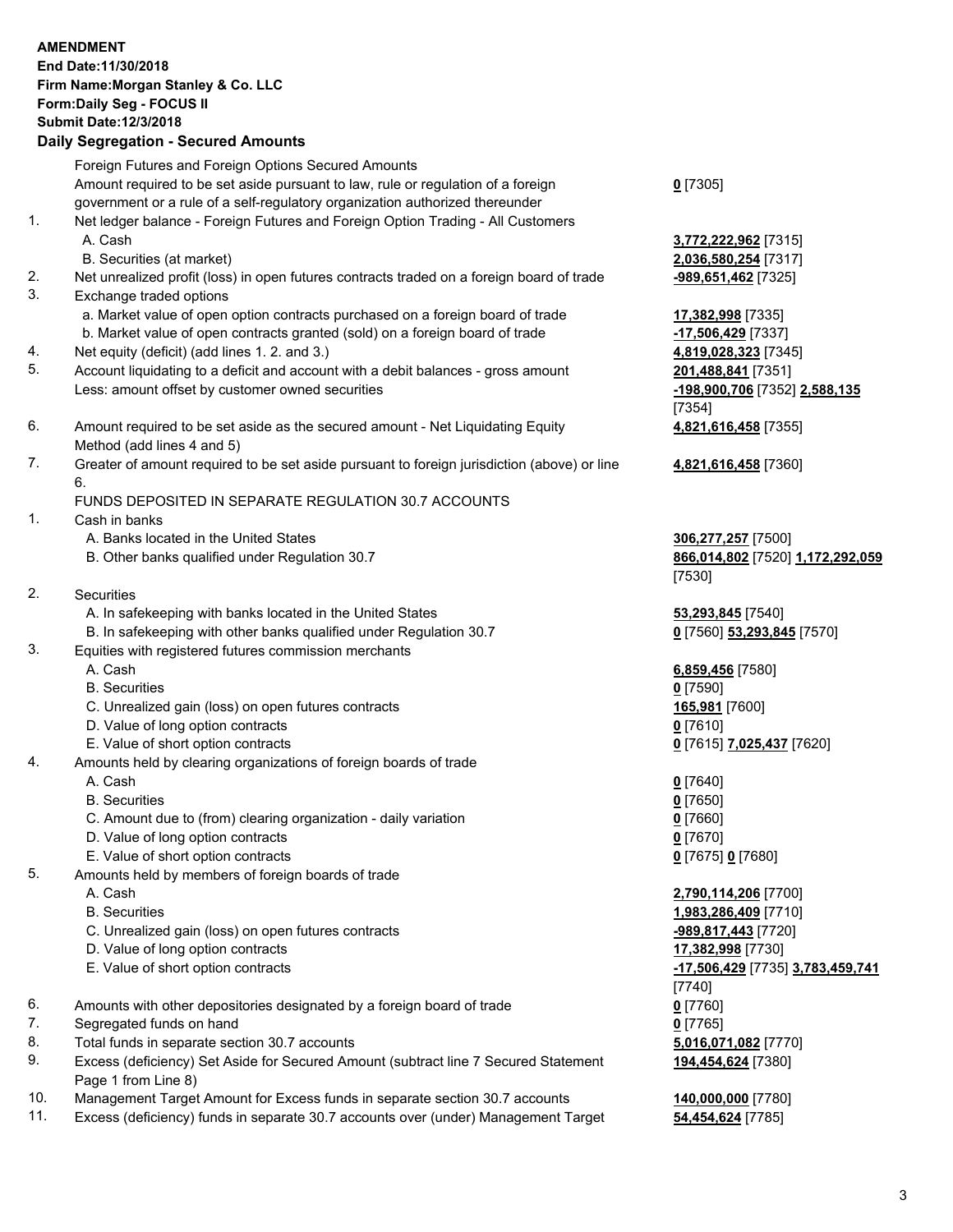**AMENDMENT**
**End Date:11/30/2018**
**Firm Name:Morgan Stanley & Co. LLC**
**Form:Daily Seg - FOCUS II**
**Submit Date:12/3/2018**

## Daily Segregation - Secured Amounts

| | | |
|---|---|---|
| | Foreign Futures and Foreign Options Secured Amounts | |
| | Amount required to be set aside pursuant to law, rule or regulation of a foreign government or a rule of a self-regulatory organization authorized thereunder | **0** [7305] |
| 1. | Net ledger balance - Foreign Futures and Foreign Option Trading - All Customers | |
| | A. Cash | **3,772,222,962** [7315] |
| | B. Securities (at market) | **2,036,580,254** [7317] |
| 2. | Net unrealized profit (loss) in open futures contracts traded on a foreign board of trade | **-989,651,462** [7325] |
| 3. | Exchange traded options | |
| | a. Market value of open option contracts purchased on a foreign board of trade | **17,382,998** [7335] |
| | b. Market value of open contracts granted (sold) on a foreign board of trade | **-17,506,429** [7337] |
| 4. | Net equity (deficit) (add lines 1. 2. and 3.) | **4,819,028,323** [7345] |
| 5. | Account liquidating to a deficit and account with a debit balances - gross amount | **201,488,841** [7351] |
| | Less: amount offset by customer owned securities | **-198,900,706** [7352] **2,588,135** [7354] |
| 6. | Amount required to be set aside as the secured amount - Net Liquidating Equity Method (add lines 4 and 5) | **4,821,616,458** [7355] |
| 7. | Greater of amount required to be set aside pursuant to foreign jurisdiction (above) or line 6. | **4,821,616,458** [7360] |
| | FUNDS DEPOSITED IN SEPARATE REGULATION 30.7 ACCOUNTS | |
| 1. | Cash in banks | |
| | A. Banks located in the United States | **306,277,257** [7500] |
| | B. Other banks qualified under Regulation 30.7 | **866,014,802** [7520] **1,172,292,059** [7530] |
| 2. | Securities | |
| | A. In safekeeping with banks located in the United States | **53,293,845** [7540] |
| | B. In safekeeping with other banks qualified under Regulation 30.7 | **0** [7560] **53,293,845** [7570] |
| 3. | Equities with registered futures commission merchants | |
| | A. Cash | **6,859,456** [7580] |
| | B. Securities | **0** [7590] |
| | C. Unrealized gain (loss) on open futures contracts | **165,981** [7600] |
| | D. Value of long option contracts | **0** [7610] |
| | E. Value of short option contracts | **0** [7615] **7,025,437** [7620] |
| 4. | Amounts held by clearing organizations of foreign boards of trade | |
| | A. Cash | **0** [7640] |
| | B. Securities | **0** [7650] |
| | C. Amount due to (from) clearing organization - daily variation | **0** [7660] |
| | D. Value of long option contracts | **0** [7670] |
| | E. Value of short option contracts | **0** [7675] **0** [7680] |
| 5. | Amounts held by members of foreign boards of trade | |
| | A. Cash | **2,790,114,206** [7700] |
| | B. Securities | **1,983,286,409** [7710] |
| | C. Unrealized gain (loss) on open futures contracts | **-989,817,443** [7720] |
| | D. Value of long option contracts | **17,382,998** [7730] |
| | E. Value of short option contracts | **-17,506,429** [7735] **3,783,459,741** [7740] |
| 6. | Amounts with other depositories designated by a foreign board of trade | **0** [7760] |
| 7. | Segregated funds on hand | **0** [7765] |
| 8. | Total funds in separate section 30.7 accounts | **5,016,071,082** [7770] |
| 9. | Excess (deficiency) Set Aside for Secured Amount (subtract line 7 Secured Statement Page 1 from Line 8) | **194,454,624** [7380] |
| 10. | Management Target Amount for Excess funds in separate section 30.7 accounts | **140,000,000** [7780] |
| 11. | Excess (deficiency) funds in separate 30.7 accounts over (under) Management Target | **54,454,624** [7785] |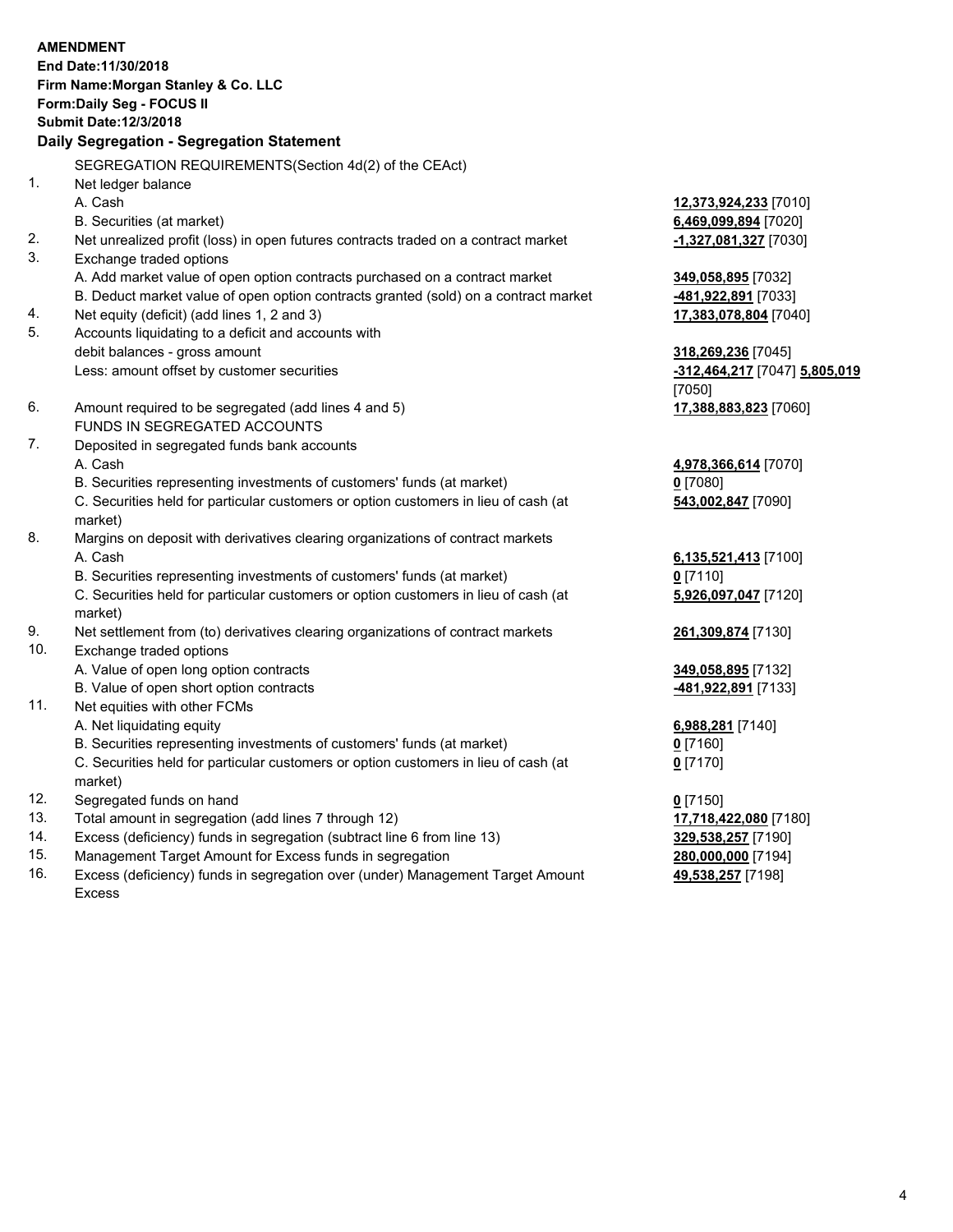**AMENDMENT**
**End Date:11/30/2018**
**Firm Name:Morgan Stanley & Co. LLC**
**Form:Daily Seg - FOCUS II**
**Submit Date:12/3/2018**

## Daily Segregation - Segregation Statement

SEGREGATION REQUIREMENTS(Section 4d(2) of the CEAct)

| | | |
|---|---|---|
| 1. | Net ledger balance | |
| | A. Cash | **12,373,924,233** [7010] |
| | B. Securities (at market) | **6,469,099,894** [7020] |
| 2. | Net unrealized profit (loss) in open futures contracts traded on a contract market | **-1,327,081,327** [7030] |
| 3. | Exchange traded options | |
| | A. Add market value of open option contracts purchased on a contract market | **349,058,895** [7032] |
| | B. Deduct market value of open option contracts granted (sold) on a contract market | **-481,922,891** [7033] |
| 4. | Net equity (deficit) (add lines 1, 2 and 3) | **17,383,078,804** [7040] |
| 5. | Accounts liquidating to a deficit and accounts with debit balances - gross amount | **318,269,236** [7045] |
| | Less: amount offset by customer securities | **-312,464,217** [7047] **5,805,019** [7050] |
| 6. | Amount required to be segregated (add lines 4 and 5) | **17,388,883,823** [7060] |
| | FUNDS IN SEGREGATED ACCOUNTS | |
| 7. | Deposited in segregated funds bank accounts | |
| | A. Cash | **4,978,366,614** [7070] |
| | B. Securities representing investments of customers' funds (at market) | **0** [7080] |
| | C. Securities held for particular customers or option customers in lieu of cash (at market) | **543,002,847** [7090] |
| 8. | Margins on deposit with derivatives clearing organizations of contract markets | |
| | A. Cash | **6,135,521,413** [7100] |
| | B. Securities representing investments of customers' funds (at market) | **0** [7110] |
| | C. Securities held for particular customers or option customers in lieu of cash (at market) | **5,926,097,047** [7120] |
| 9. | Net settlement from (to) derivatives clearing organizations of contract markets | **261,309,874** [7130] |
| 10. | Exchange traded options | |
| | A. Value of open long option contracts | **349,058,895** [7132] |
| | B. Value of open short option contracts | **-481,922,891** [7133] |
| 11. | Net equities with other FCMs | |
| | A. Net liquidating equity | **6,988,281** [7140] |
| | B. Securities representing investments of customers' funds (at market) | **0** [7160] |
| | C. Securities held for particular customers or option customers in lieu of cash (at market) | **0** [7170] |
| 12. | Segregated funds on hand | **0** [7150] |
| 13. | Total amount in segregation (add lines 7 through 12) | **17,718,422,080** [7180] |
| 14. | Excess (deficiency) funds in segregation (subtract line 6 from line 13) | **329,538,257** [7190] |
| 15. | Management Target Amount for Excess funds in segregation | **280,000,000** [7194] |
| 16. | Excess (deficiency) funds in segregation over (under) Management Target Amount Excess | **49,538,257** [7198] |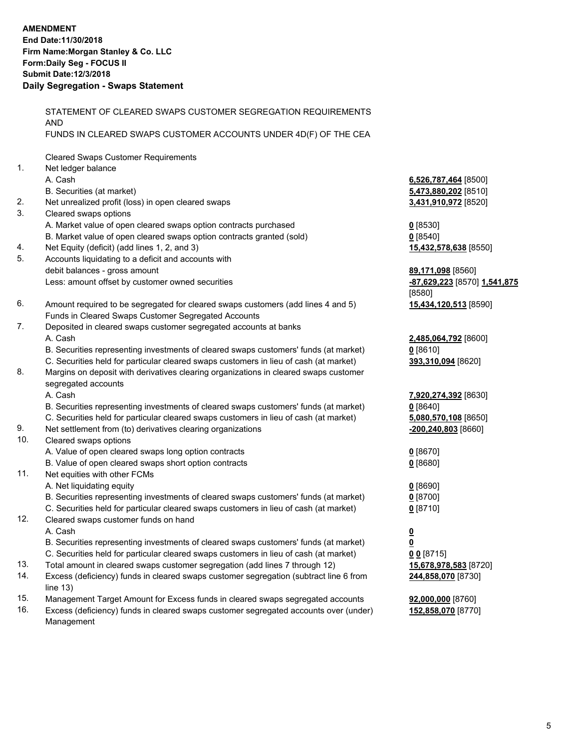**AMENDMENT**
**End Date:11/30/2018**
**Firm Name:Morgan Stanley & Co. LLC**
**Form:Daily Seg - FOCUS II**
**Submit Date:12/3/2018**
**Daily Segregation - Swaps Statement**

STATEMENT OF CLEARED SWAPS CUSTOMER SEGREGATION REQUIREMENTS AND FUNDS IN CLEARED SWAPS CUSTOMER ACCOUNTS UNDER 4D(F) OF THE CEA

| | | |
|---|---|---|
| | Cleared Swaps Customer Requirements | |
| 1. | Net ledger balance | |
| | A. Cash | **6,526,787,464** [8500] |
| | B. Securities (at market) | **5,473,880,202** [8510] |
| 2. | Net unrealized profit (loss) in open cleared swaps | **3,431,910,972** [8520] |
| 3. | Cleared swaps options | |
| | A. Market value of open cleared swaps option contracts purchased | **0** [8530] |
| | B. Market value of open cleared swaps option contracts granted (sold) | **0** [8540] |
| 4. | Net Equity (deficit) (add lines 1, 2, and 3) | **15,432,578,638** [8550] |
| 5. | Accounts liquidating to a deficit and accounts with debit balances - gross amount | **89,171,098** [8560] |
| | Less: amount offset by customer owned securities | **-87,629,223** [8570] **1,541,875** [8580] |
| 6. | Amount required to be segregated for cleared swaps customers (add lines 4 and 5) | **15,434,120,513** [8590] |
| | Funds in Cleared Swaps Customer Segregated Accounts | |
| 7. | Deposited in cleared swaps customer segregated accounts at banks | |
| | A. Cash | **2,485,064,792** [8600] |
| | B. Securities representing investments of cleared swaps customers' funds (at market) | **0** [8610] |
| | C. Securities held for particular cleared swaps customers in lieu of cash (at market) | **393,310,094** [8620] |
| 8. | Margins on deposit with derivatives clearing organizations in cleared swaps customer segregated accounts | |
| | A. Cash | **7,920,274,392** [8630] |
| | B. Securities representing investments of cleared swaps customers' funds (at market) | **0** [8640] |
| | C. Securities held for particular cleared swaps customers in lieu of cash (at market) | **5,080,570,108** [8650] |
| 9. | Net settlement from (to) derivatives clearing organizations | **-200,240,803** [8660] |
| 10. | Cleared swaps options | |
| | A. Value of open cleared swaps long option contracts | **0** [8670] |
| | B. Value of open cleared swaps short option contracts | **0** [8680] |
| 11. | Net equities with other FCMs | |
| | A. Net liquidating equity | **0** [8690] |
| | B. Securities representing investments of cleared swaps customers' funds (at market) | **0** [8700] |
| | C. Securities held for particular cleared swaps customers in lieu of cash (at market) | **0** [8710] |
| 12. | Cleared swaps customer funds on hand | |
| | A. Cash | **0** |
| | B. Securities representing investments of cleared swaps customers' funds (at market) | **0** |
| | C. Securities held for particular cleared swaps customers in lieu of cash (at market) | **0** **0** [8715] |
| 13. | Total amount in cleared swaps customer segregation (add lines 7 through 12) | **15,678,978,583** [8720] |
| 14. | Excess (deficiency) funds in cleared swaps customer segregation (subtract line 6 from line 13) | **244,858,070** [8730] |
| 15. | Management Target Amount for Excess funds in cleared swaps segregated accounts | **92,000,000** [8760] |
| 16. | Excess (deficiency) funds in cleared swaps customer segregated accounts over (under) Management | **152,858,070** [8770] |